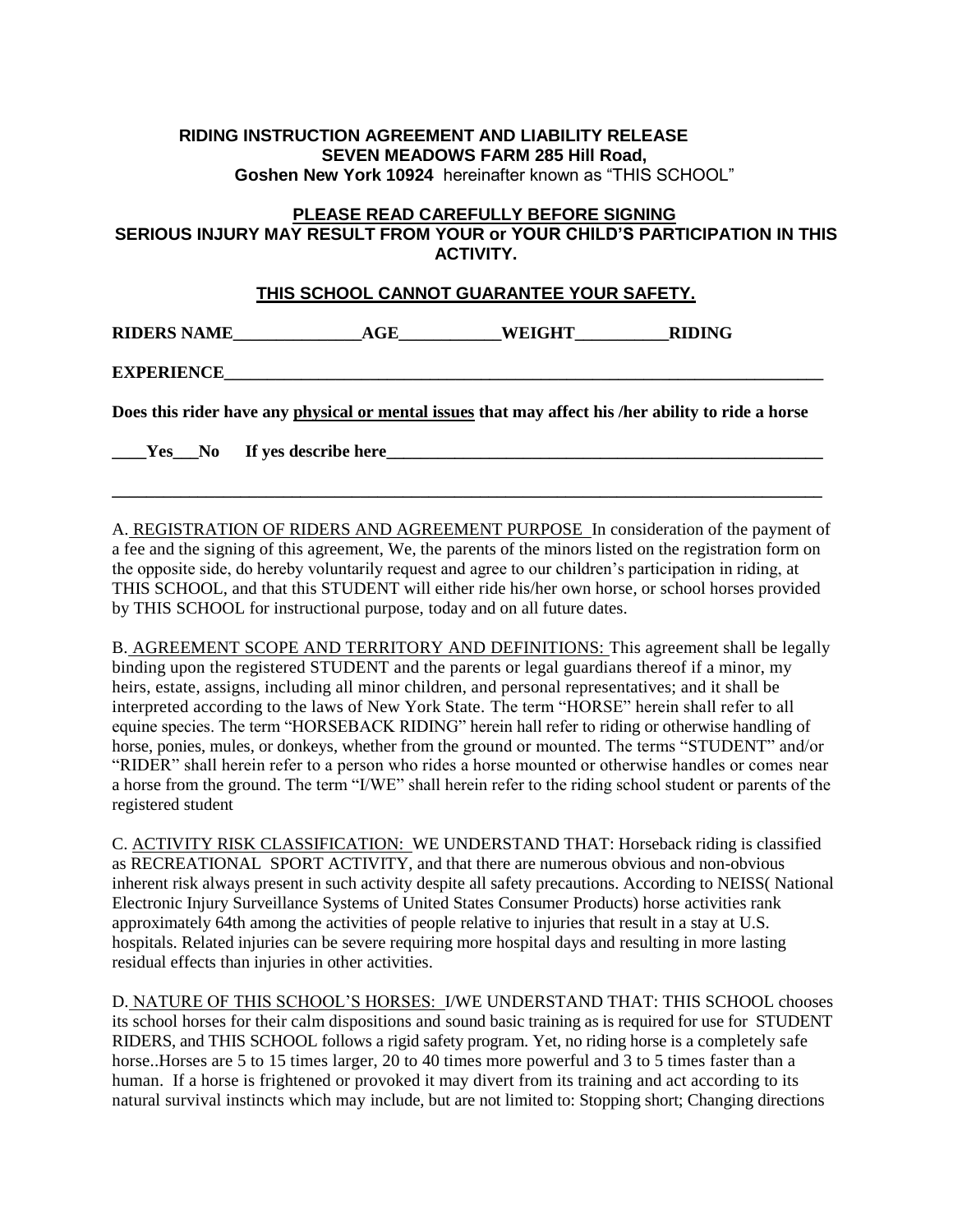**RIDING INSTRUCTION AGREEMENT AND LIABILITY RELEASE**
**SEVEN MEADOWS FARM 285 Hill Road,**
**Goshen New York 10924** hereinafter known as "THIS SCHOOL"

**PLEASE READ CAREFULLY BEFORE SIGNING**
**SERIOUS INJURY MAY RESULT FROM YOUR or YOUR CHILD'S PARTICIPATION IN THIS ACTIVITY.**

**THIS SCHOOL CANNOT GUARANTEE YOUR SAFETY.**

**RIDERS NAME_______________AGE____________WEIGHT___________RIDING**

**EXPERIENCE___________________________________________________________________________**

**Does this rider have any physical or mental issues that may affect his /her ability to ride a horse**

**____Yes___No If yes describe here______________________________________________________**

**_________________________________________________________________________________________**

A. REGISTRATION OF RIDERS AND AGREEMENT PURPOSE In consideration of the payment of a fee and the signing of this agreement, We, the parents of the minors listed on the registration form on the opposite side, do hereby voluntarily request and agree to our children's participation in riding, at THIS SCHOOL, and that this STUDENT will either ride his/her own horse, or school horses provided by THIS SCHOOL for instructional purpose, today and on all future dates.

B. AGREEMENT SCOPE AND TERRITORY AND DEFINITIONS: This agreement shall be legally binding upon the registered STUDENT and the parents or legal guardians thereof if a minor, my heirs, estate, assigns, including all minor children, and personal representatives; and it shall be interpreted according to the laws of New York State. The term "HORSE" herein shall refer to all equine species. The term "HORSEBACK RIDING" herein hall refer to riding or otherwise handling of horse, ponies, mules, or donkeys, whether from the ground or mounted. The terms "STUDENT" and/or "RIDER" shall herein refer to a person who rides a horse mounted or otherwise handles or comes near a horse from the ground. The term "I/WE" shall herein refer to the riding school student or parents of the registered student

C. ACTIVITY RISK CLASSIFICATION: WE UNDERSTAND THAT: Horseback riding is classified as RECREATIONAL SPORT ACTIVITY, and that there are numerous obvious and non-obvious inherent risk always present in such activity despite all safety precautions. According to NEISS( National Electronic Injury Surveillance Systems of United States Consumer Products) horse activities rank approximately 64th among the activities of people relative to injuries that result in a stay at U.S. hospitals. Related injuries can be severe requiring more hospital days and resulting in more lasting residual effects than injuries in other activities.

D. NATURE OF THIS SCHOOL'S HORSES: I/WE UNDERSTAND THAT: THIS SCHOOL chooses its school horses for their calm dispositions and sound basic training as is required for use for STUDENT RIDERS, and THIS SCHOOL follows a rigid safety program. Yet, no riding horse is a completely safe horse..Horses are 5 to 15 times larger, 20 to 40 times more powerful and 3 to 5 times faster than a human. If a horse is frightened or provoked it may divert from its training and act according to its natural survival instincts which may include, but are not limited to: Stopping short; Changing directions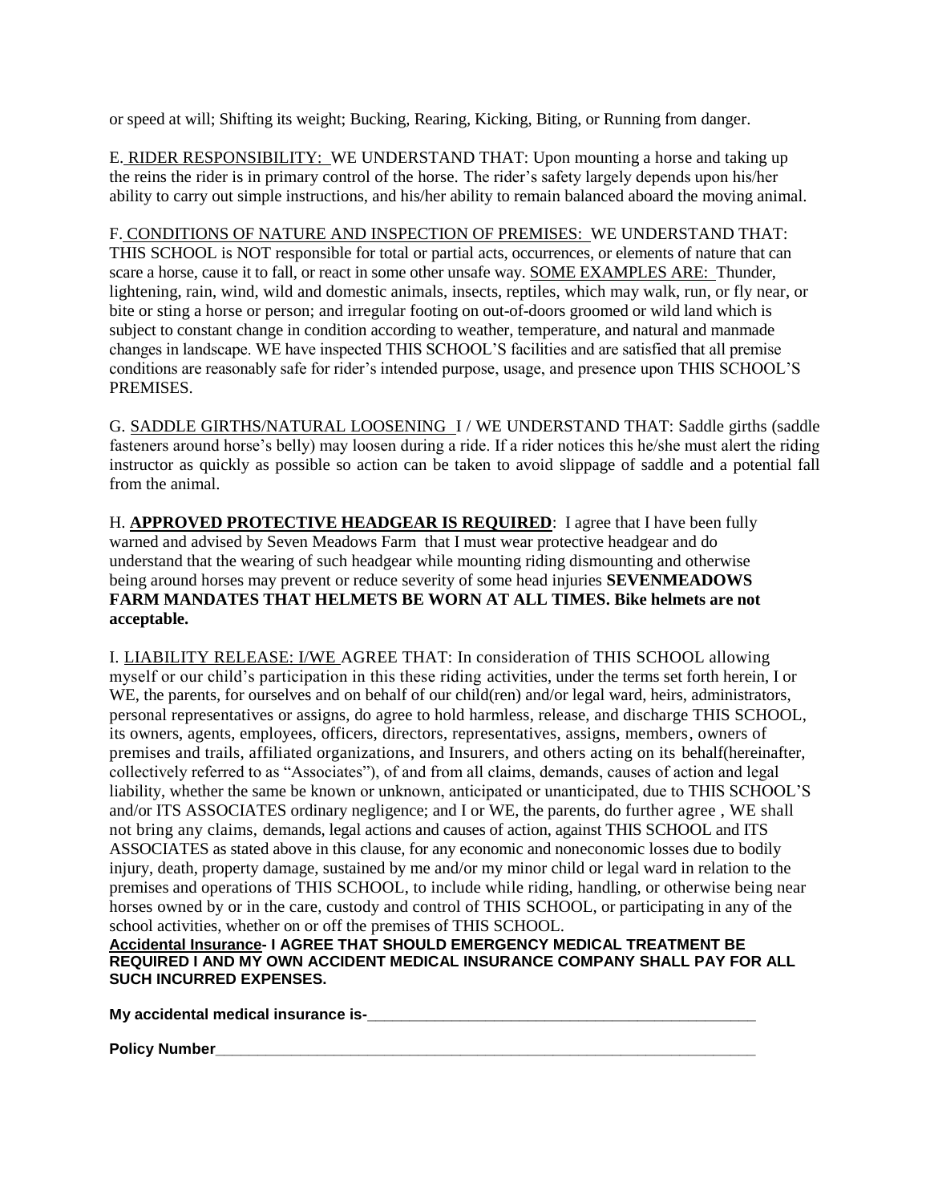or speed at will; Shifting its weight; Bucking, Rearing, Kicking, Biting, or Running from danger.

E. RIDER RESPONSIBILITY: WE UNDERSTAND THAT: Upon mounting a horse and taking up the reins the rider is in primary control of the horse. The rider's safety largely depends upon his/her ability to carry out simple instructions, and his/her ability to remain balanced aboard the moving animal.

F. CONDITIONS OF NATURE AND INSPECTION OF PREMISES: WE UNDERSTAND THAT: THIS SCHOOL is NOT responsible for total or partial acts, occurrences, or elements of nature that can scare a horse, cause it to fall, or react in some other unsafe way. SOME EXAMPLES ARE: Thunder, lightening, rain, wind, wild and domestic animals, insects, reptiles, which may walk, run, or fly near, or bite or sting a horse or person; and irregular footing on out-of-doors groomed or wild land which is subject to constant change in condition according to weather, temperature, and natural and manmade changes in landscape. WE have inspected THIS SCHOOL'S facilities and are satisfied that all premise conditions are reasonably safe for rider's intended purpose, usage, and presence upon THIS SCHOOL'S PREMISES.

G. SADDLE GIRTHS/NATURAL LOOSENING I / WE UNDERSTAND THAT: Saddle girths (saddle fasteners around horse's belly) may loosen during a ride. If a rider notices this he/she must alert the riding instructor as quickly as possible so action can be taken to avoid slippage of saddle and a potential fall from the animal.

H. **APPROVED PROTECTIVE HEADGEAR IS REQUIRED**: I agree that I have been fully warned and advised by Seven Meadows Farm that I must wear protective headgear and do understand that the wearing of such headgear while mounting riding dismounting and otherwise being around horses may prevent or reduce severity of some head injuries **SEVENMEADOWS FARM MANDATES THAT HELMETS BE WORN AT ALL TIMES. Bike helmets are not acceptable.**

I. LIABILITY RELEASE: I/WE AGREE THAT: In consideration of THIS SCHOOL allowing myself or our child's participation in this these riding activities, under the terms set forth herein, I or WE, the parents, for ourselves and on behalf of our child(ren) and/or legal ward, heirs, administrators, personal representatives or assigns, do agree to hold harmless, release, and discharge THIS SCHOOL, its owners, agents, employees, officers, directors, representatives, assigns, members, owners of premises and trails, affiliated organizations, and Insurers, and others acting on its behalf(hereinafter, collectively referred to as "Associates"), of and from all claims, demands, causes of action and legal liability, whether the same be known or unknown, anticipated or unanticipated, due to THIS SCHOOL'S and/or ITS ASSOCIATES ordinary negligence; and I or WE, the parents, do further agree , WE shall not bring any claims, demands, legal actions and causes of action, against THIS SCHOOL and ITS ASSOCIATES as stated above in this clause, for any economic and noneconomic losses due to bodily injury, death, property damage, sustained by me and/or my minor child or legal ward in relation to the premises and operations of THIS SCHOOL, to include while riding, handling, or otherwise being near horses owned by or in the care, custody and control of THIS SCHOOL, or participating in any of the school activities, whether on or off the premises of THIS SCHOOL.

**Accidental Insurance- I AGREE THAT SHOULD EMERGENCY MEDICAL TREATMENT BE REQUIRED I AND MY OWN ACCIDENT MEDICAL INSURANCE COMPANY SHALL PAY FOR ALL SUCH INCURRED EXPENSES.**

**My accidental medical insurance is-**_______________________________________________

**Policy Number**_________________________________________________________________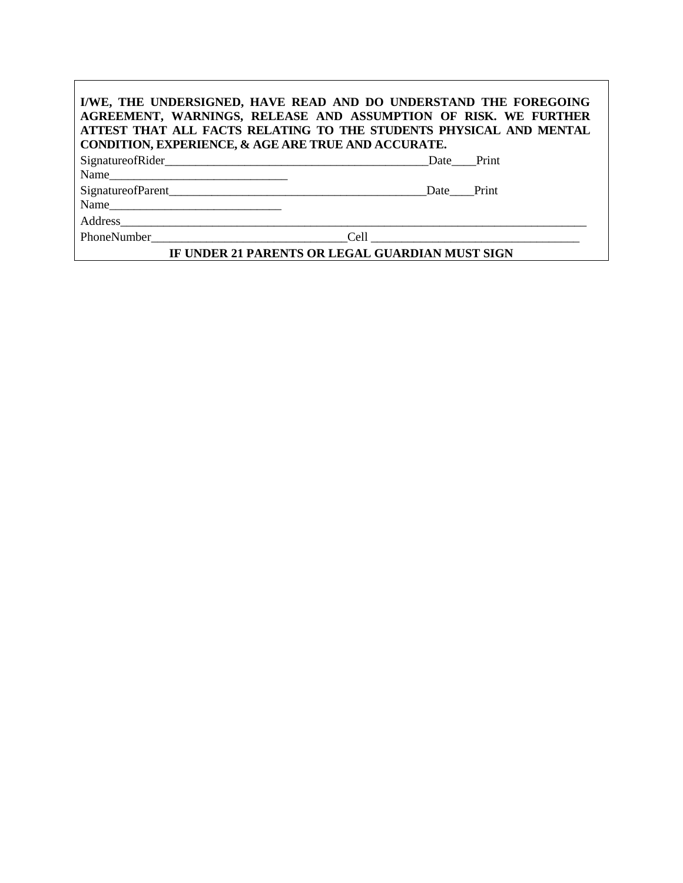**I/WE, THE UNDERSIGNED, HAVE READ AND DO UNDERSTAND THE FOREGOING AGREEMENT, WARNINGS, RELEASE AND ASSUMPTION OF RISK. WE FURTHER ATTEST THAT ALL FACTS RELATING TO THE STUDENTS PHYSICAL AND MENTAL CONDITION, EXPERIENCE, & AGE ARE TRUE AND ACCURATE.**

SignatureofRider___________________________________________Date____Print Name_____________________________

SignatureofParent__________________________________________Date____Print Name____________________________

Address_________________________________________________________________________________

PhoneNumber________________________________Cell __________________________________

**IF UNDER 21 PARENTS OR LEGAL GUARDIAN MUST SIGN**